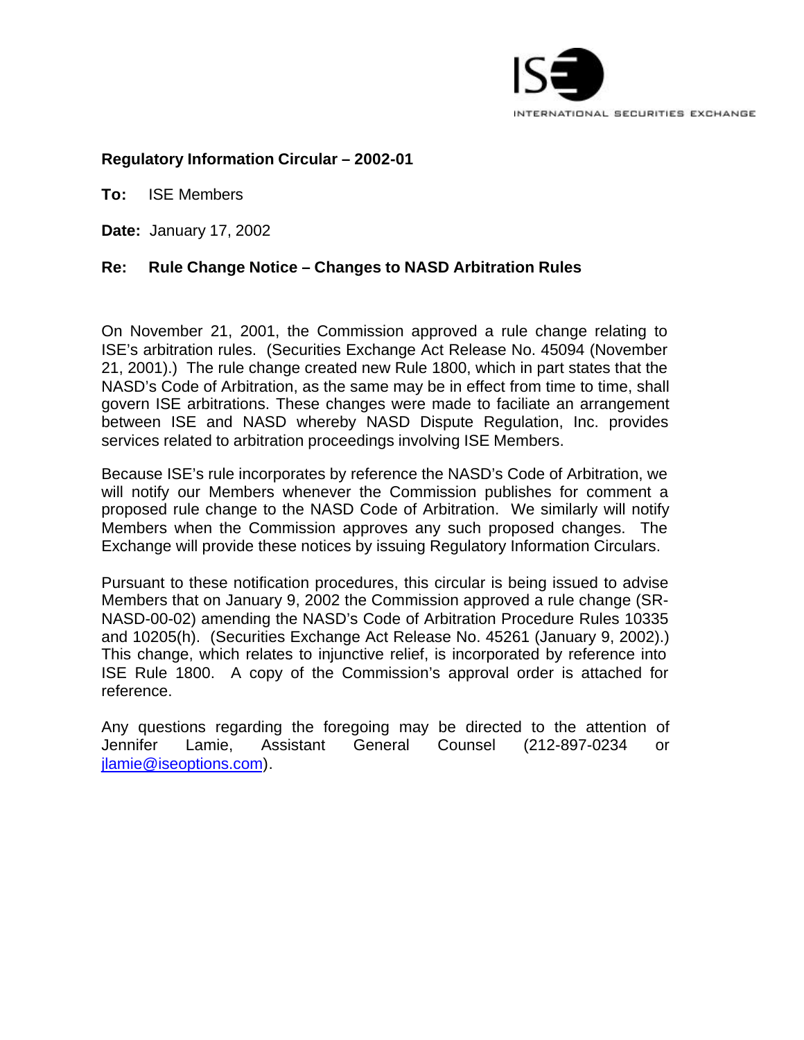INTERNATIONAL SECURITIES EXCHANGE

**Regulatory Information Circular – 2002-01**

**To:** ISE Members

**Date:** January 17, 2002

**Re: Rule Change Notice – Changes to NASD Arbitration Rules**

On November 21, 2001, the Commission approved a rule change relating to ISE's arbitration rules. (Securities Exchange Act Release No. 45094 (November 21, 2001).) The rule change created new Rule 1800, which in part states that the NASD's Code of Arbitration, as the same may be in effect from time to time, shall govern ISE arbitrations. These changes were made to faciliate an arrangement between ISE and NASD whereby NASD Dispute Regulation, Inc. provides services related to arbitration proceedings involving ISE Members.

Because ISE's rule incorporates by reference the NASD's Code of Arbitration, we will notify our Members whenever the Commission publishes for comment a proposed rule change to the NASD Code of Arbitration. We similarly will notify Members when the Commission approves any such proposed changes. The Exchange will provide these notices by issuing Regulatory Information Circulars.

Pursuant to these notification procedures, this circular is being issued to advise Members that on January 9, 2002 the Commission approved a rule change (SR-NASD-00-02) amending the NASD's Code of Arbitration Procedure Rules 10335 and 10205(h). (Securities Exchange Act Release No. 45261 (January 9, 2002).) This change, which relates to injunctive relief, is incorporated by reference into ISE Rule 1800. A copy of the Commission's approval order is attached for reference.

Any questions regarding the foregoing may be directed to the attention of Jennifer Lamie, Assistant General Counsel (212-897-0234 or jlamie@iseoptions.com).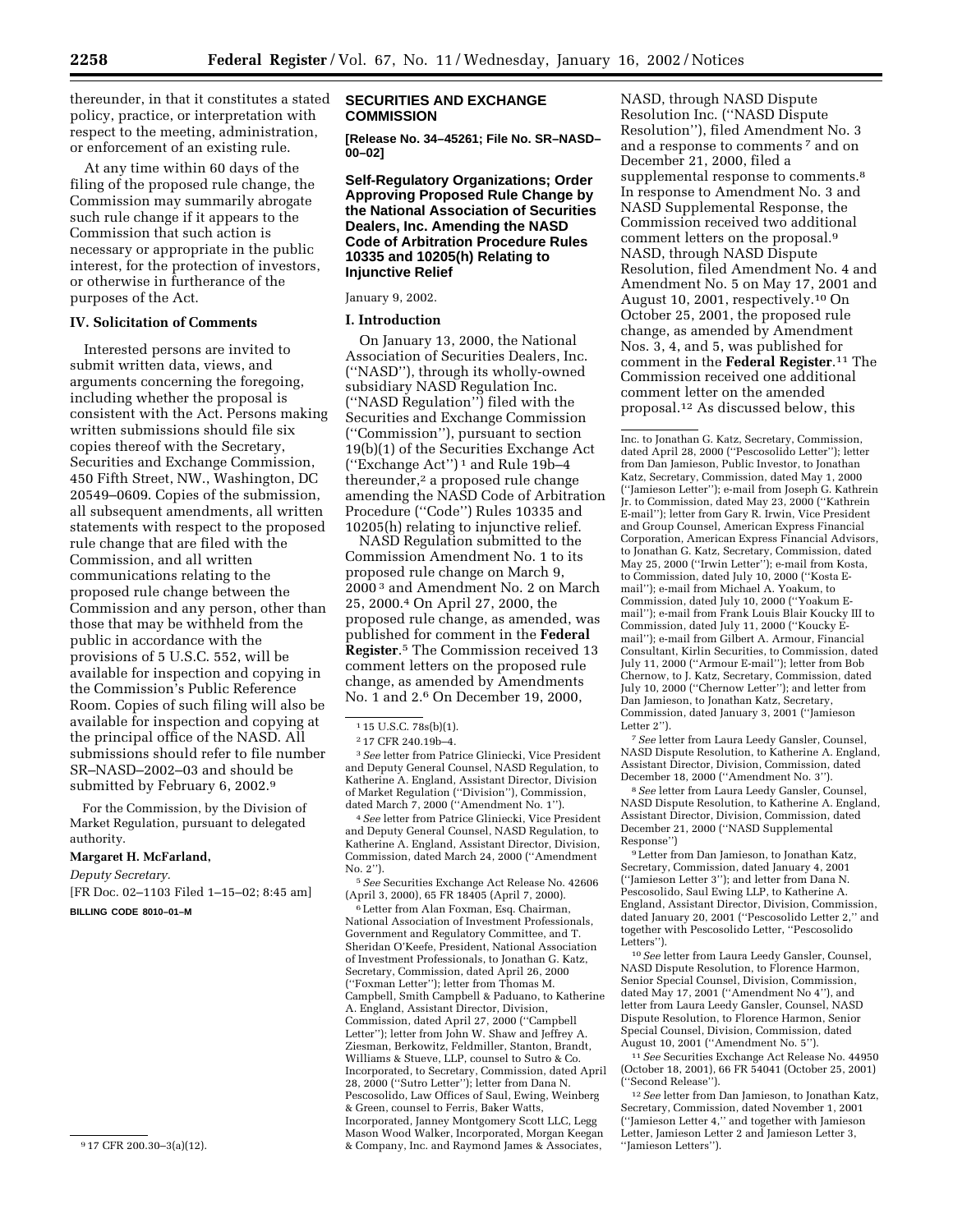thereunder, in that it constitutes a stated policy, practice, or interpretation with respect to the meeting, administration, or enforcement of an existing rule.

At any time within 60 days of the filing of the proposed rule change, the Commission may summarily abrogate such rule change if it appears to the Commission that such action is necessary or appropriate in the public interest, for the protection of investors, or otherwise in furtherance of the purposes of the Act.

### IV. Solicitation of Comments

Interested persons are invited to submit written data, views, and arguments concerning the foregoing, including whether the proposal is consistent with the Act. Persons making written submissions should file six copies thereof with the Secretary, Securities and Exchange Commission, 450 Fifth Street, NW., Washington, DC 20549–0609. Copies of the submission, all subsequent amendments, all written statements with respect to the proposed rule change that are filed with the Commission, and all written communications relating to the proposed rule change between the Commission and any person, other than those that may be withheld from the public in accordance with the provisions of 5 U.S.C. 552, will be available for inspection and copying in the Commission's Public Reference Room. Copies of such filing will also be available for inspection and copying at the principal office of the NASD. All submissions should refer to file number SR–NASD–2002–03 and should be submitted by February 6, 2002.[9]

For the Commission, by the Division of Market Regulation, pursuant to delegated authority.

**Margaret H. McFarland,**

*Deputy Secretary.*

[FR Doc. 02–1103 Filed 1–15–02; 8:45 am]

**BILLING CODE 8010–01–M**

[9] 17 CFR 200.30–3(a)(12).

## SECURITIES AND EXCHANGE COMMISSION

**[Release No. 34–45261; File No. SR–NASD–00–02]**

## Self-Regulatory Organizations; Order Approving Proposed Rule Change by the National Association of Securities Dealers, Inc. Amending the NASD Code of Arbitration Procedure Rules 10335 and 10205(h) Relating to Injunctive Relief

January 9, 2002.

### I. Introduction

On January 13, 2000, the National Association of Securities Dealers, Inc. (''NASD''), through its wholly-owned subsidiary NASD Regulation Inc. (''NASD Regulation'') filed with the Securities and Exchange Commission (''Commission''), pursuant to section 19(b)(1) of the Securities Exchange Act (''Exchange Act'')[1] and Rule 19b–4 thereunder,[2] a proposed rule change amending the NASD Code of Arbitration Procedure (''Code'') Rules 10335 and 10205(h) relating to injunctive relief.

NASD Regulation submitted to the Commission Amendment No. 1 to its proposed rule change on March 9, 2000[3] and Amendment No. 2 on March 25, 2000.[4] On April 27, 2000, the proposed rule change, as amended, was published for comment in the **Federal Register**.[5] The Commission received 13 comment letters on the proposed rule change, as amended by Amendments No. 1 and 2.[6] On December 19, 2000, NASD, through NASD Dispute Resolution Inc. (''NASD Dispute Resolution''), filed Amendment No. 3 and a response to comments[7] and on December 21, 2000, filed a supplemental response to comments.[8] In response to Amendment No. 3 and NASD Supplemental Response, the Commission received two additional comment letters on the proposal.[9] NASD, through NASD Dispute Resolution, filed Amendment No. 4 and Amendment No. 5 on May 17, 2001 and August 10, 2001, respectively.[10] On October 25, 2001, the proposed rule change, as amended by Amendment Nos. 3, 4, and 5, was published for comment in the **Federal Register**.[11] The Commission received one additional comment letter on the amended proposal.[12] As discussed below, this

[1] 15 U.S.C. 78s(b)(1).

[2] 17 CFR 240.19b–4.

[3] *See* letter from Patrice Gliniecki, Vice President and Deputy General Counsel, NASD Regulation, to Katherine A. England, Assistant Director, Division of Market Regulation (''Division''), Commission, dated March 7, 2000 (''Amendment No. 1'').

[4] *See* letter from Patrice Gliniecki, Vice President and Deputy General Counsel, NASD Regulation, to Katherine A. England, Assistant Director, Division, Commission, dated March 24, 2000 (''Amendment No. 2'').

[5] *See* Securities Exchange Act Release No. 42606 (April 3, 2000), 65 FR 18405 (April 7, 2000).

[6] Letter from Alan Foxman, Esq. Chairman, National Association of Investment Professionals, Government and Regulatory Committee, and T. Sheridan O'Keefe, President, National Association of Investment Professionals, to Jonathan G. Katz, Secretary, Commission, dated April 26, 2000 (''Foxman Letter''); letter from Thomas M. Campbell, Smith Campbell & Paduano, to Katherine A. England, Assistant Director, Division, Commission, dated April 27, 2000 (''Campbell Letter''); letter from John W. Shaw and Jeffrey A. Ziesman, Berkowitz, Feldmiller, Stanton, Brandt, Williams & Stueve, LLP, counsel to Sutro & Co. Incorporated, to Secretary, Commission, dated April 28, 2000 (''Sutro Letter''); letter from Dana N. Pescosolido, Law Offices of Saul, Ewing, Weinberg & Green, counsel to Ferris, Baker Watts, Incorporated, Janney Montgomery Scott LLC, Legg Mason Wood Walker, Incorporated, Morgan Keegan & Company, Inc. and Raymond James & Associates, Inc. to Jonathan G. Katz, Secretary, Commission, dated April 28, 2000 (''Pescosolido Letter''); letter from Dan Jamieson, Public Investor, to Jonathan Katz, Secretary, Commission, dated May 1, 2000 (''Jamieson Letter''); e-mail from Joseph G. Kathrein Jr. to Commission, dated May 23, 2000 (''Kathrein E-mail''); letter from Gary R. Irwin, Vice President and Group Counsel, American Express Financial Corporation, American Express Financial Advisors, to Jonathan G. Katz, Secretary, Commission, dated May 25, 2000 (''Irwin Letter''); e-mail from Kosta, to Commission, dated July 10, 2000 (''Kosta E-mail''); e-mail from Michael A. Yoakum, to Commission, dated July 10, 2000 (''Yoakum E-mail''); e-mail from Frank Louis Blair Koucky III to Commission, dated July 11, 2000 (''Koucky E-mail''); e-mail from Gilbert A. Armour, Financial Consultant, Kirlin Securities, to Commission, dated July 11, 2000 (''Armour E-mail''); letter from Bob Chernow, to J. Katz, Secretary, Commission, dated July 10, 2000 (''Chernow Letter''); and letter from Dan Jamieson, to Jonathan Katz, Secretary, Commission, dated January 3, 2001 (''Jamieson Letter 2'').

[7] *See* letter from Laura Leedy Gansler, Counsel, NASD Dispute Resolution, to Katherine A. England, Assistant Director, Division, Commission, dated December 18, 2000 (''Amendment No. 3'').

[8] *See* letter from Laura Leedy Gansler, Counsel, NASD Dispute Resolution, to Katherine A. England, Assistant Director, Division, Commission, dated December 21, 2000 (''NASD Supplemental Response'')

[9] Letter from Dan Jamieson, to Jonathan Katz, Secretary, Commission, dated January 4, 2001 (''Jamieson Letter 3''); and letter from Dana N. Pescosolido, Saul Ewing LLP, to Katherine A. England, Assistant Director, Division, Commission, dated January 20, 2001 (''Pescosolido Letter 2,'' and together with Pescosolido Letter, ''Pescosolido Letters'').

[10] *See* letter from Laura Leedy Gansler, Counsel, NASD Dispute Resolution, to Florence Harmon, Senior Special Counsel, Division, Commission, dated May 17, 2001 (''Amendment No 4''), and letter from Laura Leedy Gansler, Counsel, NASD Dispute Resolution, to Florence Harmon, Senior Special Counsel, Division, Commission, dated August 10, 2001 (''Amendment No. 5'').

[11] *See* Securities Exchange Act Release No. 44950 (October 18, 2001), 66 FR 54041 (October 25, 2001) (''Second Release'').

[12] *See* letter from Dan Jamieson, to Jonathan Katz, Secretary, Commission, dated November 1, 2001 (''Jamieson Letter 4,'' and together with Jamieson Letter, Jamieson Letter 2 and Jamieson Letter 3, ''Jamieson Letters'').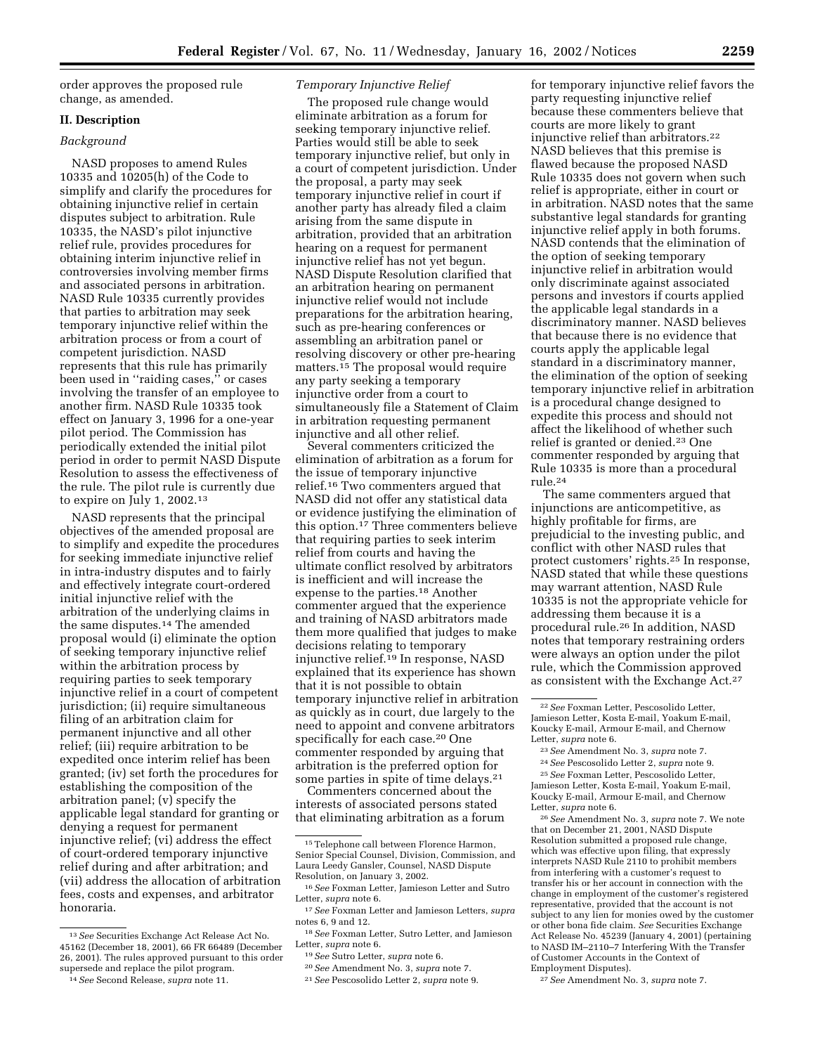order approves the proposed rule change, as amended.

## II. Description

### *Background*

NASD proposes to amend Rules 10335 and 10205(h) of the Code to simplify and clarify the procedures for obtaining injunctive relief in certain disputes subject to arbitration. Rule 10335, the NASD's pilot injunctive relief rule, provides procedures for obtaining interim injunctive relief in controversies involving member firms and associated persons in arbitration. NASD Rule 10335 currently provides that parties to arbitration may seek temporary injunctive relief within the arbitration process or from a court of competent jurisdiction. NASD represents that this rule has primarily been used in "raiding cases," or cases involving the transfer of an employee to another firm. NASD Rule 10335 took effect on January 3, 1996 for a one-year pilot period. The Commission has periodically extended the initial pilot period in order to permit NASD Dispute Resolution to assess the effectiveness of the rule. The pilot rule is currently due to expire on July 1, 2002.[13]

NASD represents that the principal objectives of the amended proposal are to simplify and expedite the procedures for seeking immediate injunctive relief in intra-industry disputes and to fairly and effectively integrate court-ordered initial injunctive relief with the arbitration of the underlying claims in the same disputes.[14] The amended proposal would (i) eliminate the option of seeking temporary injunctive relief within the arbitration process by requiring parties to seek temporary injunctive relief in a court of competent jurisdiction; (ii) require simultaneous filing of an arbitration claim for permanent injunctive and all other relief; (iii) require arbitration to be expedited once interim relief has been granted; (iv) set forth the procedures for establishing the composition of the arbitration panel; (v) specify the applicable legal standard for granting or denying a request for permanent injunctive relief; (vi) address the effect of court-ordered temporary injunctive relief during and after arbitration; and (vii) address the allocation of arbitration fees, costs and expenses, and arbitrator honoraria.

### *Temporary Injunctive Relief*

The proposed rule change would eliminate arbitration as a forum for seeking temporary injunctive relief. Parties would still be able to seek temporary injunctive relief, but only in a court of competent jurisdiction. Under the proposal, a party may seek temporary injunctive relief in court if another party has already filed a claim arising from the same dispute in arbitration, provided that an arbitration hearing on a request for permanent injunctive relief has not yet begun. NASD Dispute Resolution clarified that an arbitration hearing on permanent injunctive relief would not include preparations for the arbitration hearing, such as pre-hearing conferences or assembling an arbitration panel or resolving discovery or other pre-hearing matters.[15] The proposal would require any party seeking a temporary injunctive order from a court to simultaneously file a Statement of Claim in arbitration requesting permanent injunctive and all other relief.

Several commenters criticized the elimination of arbitration as a forum for the issue of temporary injunctive relief.[16] Two commenters argued that NASD did not offer any statistical data or evidence justifying the elimination of this option.[17] Three commenters believe that requiring parties to seek interim relief from courts and having the ultimate conflict resolved by arbitrators is inefficient and will increase the expense to the parties.[18] Another commenter argued that the experience and training of NASD arbitrators made them more qualified that judges to make decisions relating to temporary injunctive relief.[19] In response, NASD explained that its experience has shown that it is not possible to obtain temporary injunctive relief in arbitration as quickly as in court, due largely to the need to appoint and convene arbitrators specifically for each case.[20] One commenter responded by arguing that arbitration is the preferred option for some parties in spite of time delays.[21]

Commenters concerned about the interests of associated persons stated that eliminating arbitration as a forum for temporary injunctive relief favors the party requesting injunctive relief because these commenters believe that courts are more likely to grant injunctive relief than arbitrators.[22] NASD believes that this premise is flawed because the proposed NASD Rule 10335 does not govern when such relief is appropriate, either in court or in arbitration. NASD notes that the same substantive legal standards for granting injunctive relief apply in both forums. NASD contends that the elimination of the option of seeking temporary injunctive relief in arbitration would only discriminate against associated persons and investors if courts applied the applicable legal standards in a discriminatory manner. NASD believes that because there is no evidence that courts apply the applicable legal standard in a discriminatory manner, the elimination of the option of seeking temporary injunctive relief in arbitration is a procedural change designed to expedite this process and should not affect the likelihood of whether such relief is granted or denied.[23] One commenter responded by arguing that Rule 10335 is more than a procedural rule.[24]

The same commenters argued that injunctions are anticompetitive, as highly profitable for firms, are prejudicial to the investing public, and conflict with other NASD rules that protect customers' rights.[25] In response, NASD stated that while these questions may warrant attention, NASD Rule 10335 is not the appropriate vehicle for addressing them because it is a procedural rule.[26] In addition, NASD notes that temporary restraining orders were always an option under the pilot rule, which the Commission approved as consistent with the Exchange Act.[27]

---

[13] *See* Securities Exchange Act Release Act No. 45162 (December 18, 2001), 66 FR 66489 (December 26, 2001). The rules approved pursuant to this order supersede and replace the pilot program.

[14] *See* Second Release, *supra* note 11.

[15] Telephone call between Florence Harmon, Senior Special Counsel, Division, Commission, and Laura Leedy Gansler, Counsel, NASD Dispute Resolution, on January 3, 2002.

[16] *See* Foxman Letter, Jamieson Letter and Sutro Letter, *supra* note 6.

[17] *See* Foxman Letter and Jamieson Letters, *supra* notes 6, 9 and 12.

[18] *See* Foxman Letter, Sutro Letter, and Jamieson Letter, *supra* note 6.

[19] *See* Sutro Letter, *supra* note 6.

[20] *See* Amendment No. 3, *supra* note 7.

[21] *See* Pescosolido Letter 2, *supra* note 9.

[22] *See* Foxman Letter, Pescosolido Letter, Jamieson Letter, Kosta E-mail, Yoakum E-mail, Koucky E-mail, Armour E-mail, and Chernow Letter, *supra* note 6.

[23] *See* Amendment No. 3, *supra* note 7.

[24] *See* Pescosolido Letter 2, *supra* note 9.

[25] *See* Foxman Letter, Pescosolido Letter, Jamieson Letter, Kosta E-mail, Yoakum E-mail, Koucky E-mail, Armour E-mail, and Chernow Letter, *supra* note 6.

[26] *See* Amendment No. 3, *supra* note 7. We note that on December 21, 2001, NASD Dispute Resolution submitted a proposed rule change, which was effective upon filing, that expressly interprets NASD Rule 2110 to prohibit members from interfering with a customer's request to transfer his or her account in connection with the change in employment of the customer's registered representative, provided that the account is not subject to any lien for monies owed by the customer or other bona fide claim. *See* Securities Exchange Act Release No. 45239 (January 4, 2001) (pertaining to NASD IM–2110–7 Interfering With the Transfer of Customer Accounts in the Context of Employment Disputes).

[27] *See* Amendment No. 3, *supra* note 7.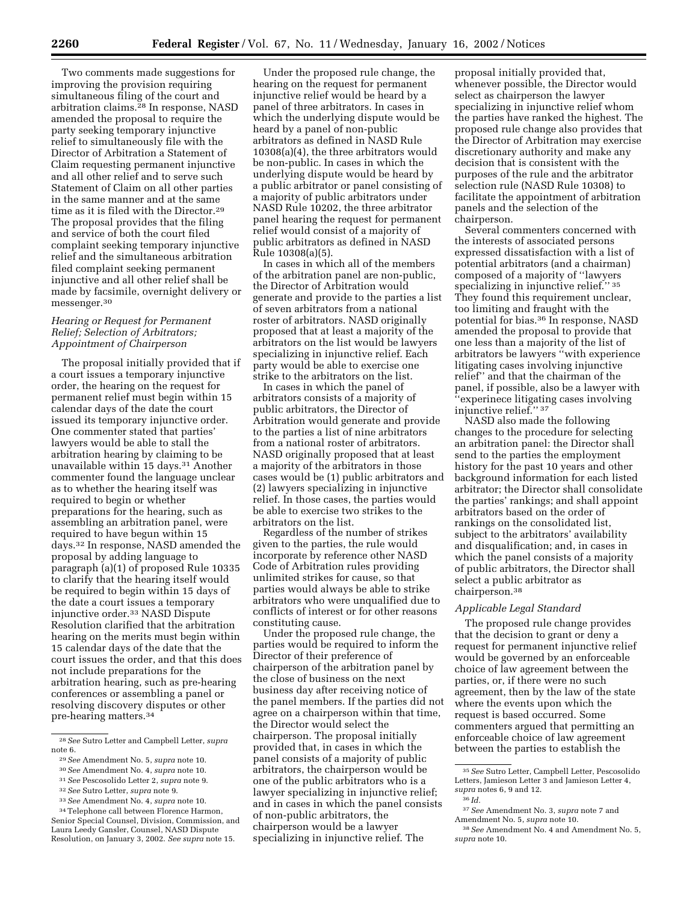Two comments made suggestions for improving the provision requiring simultaneous filing of the court and arbitration claims.[28] In response, NASD amended the proposal to require the party seeking temporary injunctive relief to simultaneously file with the Director of Arbitration a Statement of Claim requesting permanent injunctive and all other relief and to serve such Statement of Claim on all other parties in the same manner and at the same time as it is filed with the Director.[29] The proposal provides that the filing and service of both the court filed complaint seeking temporary injunctive relief and the simultaneous arbitration filed complaint seeking permanent injunctive and all other relief shall be made by facsimile, overnight delivery or messenger.[30]

### *Hearing or Request for Permanent Relief; Selection of Arbitrators; Appointment of Chairperson*

The proposal initially provided that if a court issues a temporary injunctive order, the hearing on the request for permanent relief must begin within 15 calendar days of the date the court issued its temporary injunctive order. One commenter stated that parties' lawyers would be able to stall the arbitration hearing by claiming to be unavailable within 15 days.[31] Another commenter found the language unclear as to whether the hearing itself was required to begin or whether preparations for the hearing, such as assembling an arbitration panel, were required to have begun within 15 days.[32] In response, NASD amended the proposal by adding language to paragraph (a)(1) of proposed Rule 10335 to clarify that the hearing itself would be required to begin within 15 days of the date a court issues a temporary injunctive order.[33] NASD Dispute Resolution clarified that the arbitration hearing on the merits must begin within 15 calendar days of the date that the court issues the order, and that this does not include preparations for the arbitration hearing, such as pre-hearing conferences or assembling a panel or resolving discovery disputes or other pre-hearing matters.[34]

Under the proposed rule change, the hearing on the request for permanent injunctive relief would be heard by a panel of three arbitrators. In cases in which the underlying dispute would be heard by a panel of non-public arbitrators as defined in NASD Rule 10308(a)(4), the three arbitrators would be non-public. In cases in which the underlying dispute would be heard by a public arbitrator or panel consisting of a majority of public arbitrators under NASD Rule 10202, the three arbitrator panel hearing the request for permanent relief would consist of a majority of public arbitrators as defined in NASD Rule 10308(a)(5).

In cases in which all of the members of the arbitration panel are non-public, the Director of Arbitration would generate and provide to the parties a list of seven arbitrators from a national roster of arbitrators. NASD originally proposed that at least a majority of the arbitrators on the list would be lawyers specializing in injunctive relief. Each party would be able to exercise one strike to the arbitrators on the list.

In cases in which the panel of arbitrators consists of a majority of public arbitrators, the Director of Arbitration would generate and provide to the parties a list of nine arbitrators from a national roster of arbitrators. NASD originally proposed that at least a majority of the arbitrators in those cases would be (1) public arbitrators and (2) lawyers specializing in injunctive relief. In those cases, the parties would be able to exercise two strikes to the arbitrators on the list.

Regardless of the number of strikes given to the parties, the rule would incorporate by reference other NASD Code of Arbitration rules providing unlimited strikes for cause, so that parties would always be able to strike arbitrators who were unqualified due to conflicts of interest or for other reasons constituting cause.

Under the proposed rule change, the parties would be required to inform the Director of their preference of chairperson of the arbitration panel by the close of business on the next business day after receiving notice of the panel members. If the parties did not agree on a chairperson within that time, the Director would select the chairperson. The proposal initially provided that, in cases in which the panel consists of a majority of public arbitrators, the chairperson would be one of the public arbitrators who is a lawyer specializing in injunctive relief; and in cases in which the panel consists of non-public arbitrators, the chairperson would be a lawyer specializing in injunctive relief. The proposal initially provided that, whenever possible, the Director would select as chairperson the lawyer specializing in injunctive relief whom the parties have ranked the highest. The proposed rule change also provides that the Director of Arbitration may exercise discretionary authority and make any decision that is consistent with the purposes of the rule and the arbitrator selection rule (NASD Rule 10308) to facilitate the appointment of arbitration panels and the selection of the chairperson.

Several commenters concerned with the interests of associated persons expressed dissatisfaction with a list of potential arbitrators (and a chairman) composed of a majority of "lawyers specializing in injunctive relief." [35] They found this requirement unclear, too limiting and fraught with the potential for bias.[36] In response, NASD amended the proposal to provide that one less than a majority of the list of arbitrators be lawyers "with experience litigating cases involving injunctive relief" and that the chairman of the panel, if possible, also be a lawyer with "experinece litigating cases involving injunctive relief." [37]

NASD also made the following changes to the procedure for selecting an arbitration panel: the Director shall send to the parties the employment history for the past 10 years and other background information for each listed arbitrator; the Director shall consolidate the parties' rankings; and shall appoint arbitrators based on the order of rankings on the consolidated list, subject to the arbitrators' availability and disqualification; and, in cases in which the panel consists of a majority of public arbitrators, the Director shall select a public arbitrator as chairperson.[38]

### *Applicable Legal Standard*

The proposed rule change provides that the decision to grant or deny a request for permanent injunctive relief would be governed by an enforceable choice of law agreement between the parties, or, if there were no such agreement, then by the law of the state where the events upon which the request is based occurred. Some commenters argued that permitting an enforceable choice of law agreement between the parties to establish the

---

[28] *See* Sutro Letter and Campbell Letter, *supra* note 6.

[29] *See* Amendment No. 5, *supra* note 10.

[30] *See* Amendment No. 4, *supra* note 10.

[31] *See* Pescosolido Letter 2, *supra* note 9.

[32] *See* Sutro Letter, *supra* note 9.

[33] *See* Amendment No. 4, *supra* note 10.

[34] Telephone call between Florence Harmon, Senior Special Counsel, Division, Commission, and Laura Leedy Gansler, Counsel, NASD Dispute Resolution, on January 3, 2002. *See supra* note 15.

[35] *See* Sutro Letter, Campbell Letter, Pescosolido Letters, Jamieson Letter 3 and Jamieson Letter 4, *supra* notes 6, 9 and 12.

[36] *Id.*

[37] *See* Amendment No. 3, *supra* note 7 and Amendment No. 5, *supra* note 10.

[38] *See* Amendment No. 4 and Amendment No. 5, *supra* note 10.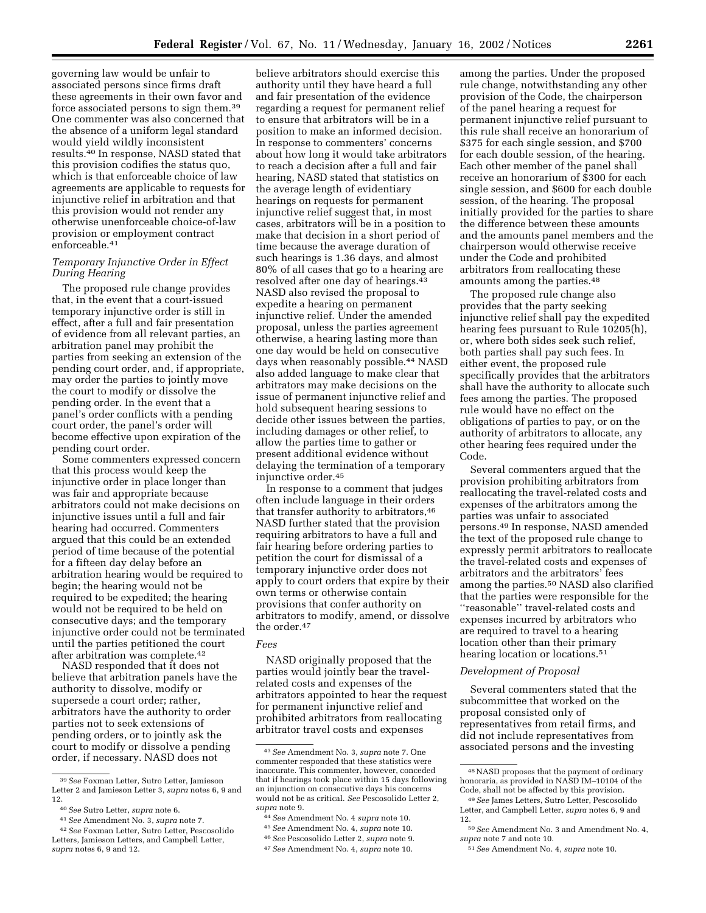governing law would be unfair to associated persons since firms draft these agreements in their own favor and force associated persons to sign them.[39] One commenter was also concerned that the absence of a uniform legal standard would yield wildly inconsistent results.[40] In response, NASD stated that this provision codifies the status quo, which is that enforceable choice of law agreements are applicable to requests for injunctive relief in arbitration and that this provision would not render any otherwise unenforceable choice-of-law provision or employment contract enforceable.[41]

*Temporary Injunctive Order in Effect During Hearing*

The proposed rule change provides that, in the event that a court-issued temporary injunctive order is still in effect, after a full and fair presentation of evidence from all relevant parties, an arbitration panel may prohibit the parties from seeking an extension of the pending court order, and, if appropriate, may order the parties to jointly move the court to modify or dissolve the pending order. In the event that a panel's order conflicts with a pending court order, the panel's order will become effective upon expiration of the pending court order.

Some commenters expressed concern that this process would keep the injunctive order in place longer than was fair and appropriate because arbitrators could not make decisions on injunctive issues until a full and fair hearing had occurred. Commenters argued that this could be an extended period of time because of the potential for a fifteen day delay before an arbitration hearing would be required to begin; the hearing would not be required to be expedited; the hearing would not be required to be held on consecutive days; and the temporary injunctive order could not be terminated until the parties petitioned the court after arbitration was complete.[42]

NASD responded that it does not believe that arbitration panels have the authority to dissolve, modify or supersede a court order; rather, arbitrators have the authority to order parties not to seek extensions of pending orders, or to jointly ask the court to modify or dissolve a pending order, if necessary. NASD does not believe arbitrators should exercise this authority until they have heard a full and fair presentation of the evidence regarding a request for permanent relief to ensure that arbitrators will be in a position to make an informed decision. In response to commenters' concerns about how long it would take arbitrators to reach a decision after a full and fair hearing, NASD stated that statistics on the average length of evidentiary hearings on requests for permanent injunctive relief suggest that, in most cases, arbitrators will be in a position to make that decision in a short period of time because the average duration of such hearings is 1.36 days, and almost 80% of all cases that go to a hearing are resolved after one day of hearings.[43] NASD also revised the proposal to expedite a hearing on permanent injunctive relief. Under the amended proposal, unless the parties agreement otherwise, a hearing lasting more than one day would be held on consecutive days when reasonably possible.[44] NASD also added language to make clear that arbitrators may make decisions on the issue of permanent injunctive relief and hold subsequent hearing sessions to decide other issues between the parties, including damages or other relief, to allow the parties time to gather or present additional evidence without delaying the termination of a temporary injunctive order.[45]

In response to a comment that judges often include language in their orders that transfer authority to arbitrators,[46] NASD further stated that the provision requiring arbitrators to have a full and fair hearing before ordering parties to petition the court for dismissal of a temporary injunctive order does not apply to court orders that expire by their own terms or otherwise contain provisions that confer authority on arbitrators to modify, amend, or dissolve the order.[47]

*Fees*

NASD originally proposed that the parties would jointly bear the travel-related costs and expenses of the arbitrators appointed to hear the request for permanent injunctive relief and prohibited arbitrators from reallocating arbitrator travel costs and expenses among the parties. Under the proposed rule change, notwithstanding any other provision of the Code, the chairperson of the panel hearing a request for permanent injunctive relief pursuant to this rule shall receive an honorarium of $375 for each single session, and $700 for each double session, of the hearing. Each other member of the panel shall receive an honorarium of $300 for each single session, and $600 for each double session, of the hearing. The proposal initially provided for the parties to share the difference between these amounts and the amounts panel members and the chairperson would otherwise receive under the Code and prohibited arbitrators from reallocating these amounts among the parties.[48]

The proposed rule change also provides that the party seeking injunctive relief shall pay the expedited hearing fees pursuant to Rule 10205(h), or, where both sides seek such relief, both parties shall pay such fees. In either event, the proposed rule specifically provides that the arbitrators shall have the authority to allocate such fees among the parties. The proposed rule would have no effect on the obligations of parties to pay, or on the authority of arbitrators to allocate, any other hearing fees required under the Code.

Several commenters argued that the provision prohibiting arbitrators from reallocating the travel-related costs and expenses of the arbitrators among the parties was unfair to associated persons.[49] In response, NASD amended the text of the proposed rule change to expressly permit arbitrators to reallocate the travel-related costs and expenses of arbitrators and the arbitrators' fees among the parties.[50] NASD also clarified that the parties were responsible for the ''reasonable'' travel-related costs and expenses incurred by arbitrators who are required to travel to a hearing location other than their primary hearing location or locations.[51]

*Development of Proposal*

Several commenters stated that the subcommittee that worked on the proposal consisted only of representatives from retail firms, and did not include representatives from associated persons and the investing

---

[39] *See* Foxman Letter, Sutro Letter, Jamieson Letter 2 and Jamieson Letter 3, *supra* notes 6, 9 and 12.

[40] *See* Sutro Letter, *supra* note 6.

[41] *See* Amendment No. 3, *supra* note 7.

[42] *See* Foxman Letter, Sutro Letter, Pescosolido Letters, Jamieson Letters, and Campbell Letter, *supra* notes 6, 9 and 12.

[43] *See* Amendment No. 3, *supra* note 7. One commenter responded that these statistics were inaccurate. This commenter, however, conceded that if hearings took place within 15 days following an injunction on consecutive days his concerns would not be as critical. *See* Pescosolido Letter 2, *supra* note 9.

[44] *See* Amendment No. 4 *supra* note 10.

[45] *See* Amendment No. 4, *supra* note 10.

[46] *See* Pescosolido Letter 2, *supra* note 9.

[47] *See* Amendment No. 4, *supra* note 10.

[48] NASD proposes that the payment of ordinary honoraria, as provided in NASD IM–10104 of the Code, shall not be affected by this provision.

[49] *See* James Letters, Sutro Letter, Pescosolido Letter, and Campbell Letter, *supra* notes 6, 9 and 12.

[50] *See* Amendment No. 3 and Amendment No. 4, *supra* note 7 and note 10.

[51] *See* Amendment No. 4, *supra* note 10.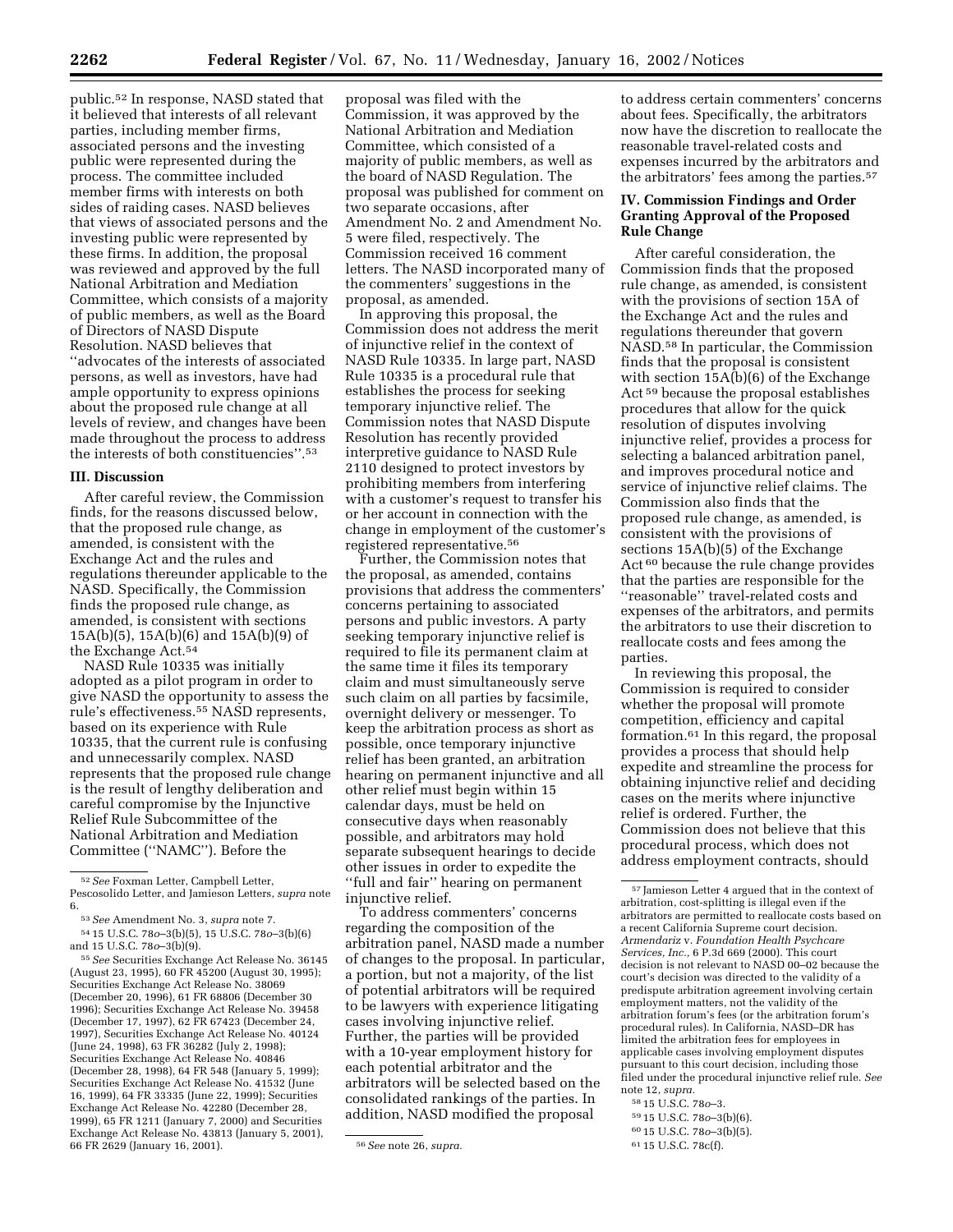public.[52] In response, NASD stated that it believed that interests of all relevant parties, including member firms, associated persons and the investing public were represented during the process. The committee included member firms with interests on both sides of raiding cases. NASD believes that views of associated persons and the investing public were represented by these firms. In addition, the proposal was reviewed and approved by the full National Arbitration and Mediation Committee, which consists of a majority of public members, as well as the Board of Directors of NASD Dispute Resolution. NASD believes that ''advocates of the interests of associated persons, as well as investors, have had ample opportunity to express opinions about the proposed rule change at all levels of review, and changes have been made throughout the process to address the interests of both constituencies''.[53]

### III. Discussion

After careful review, the Commission finds, for the reasons discussed below, that the proposed rule change, as amended, is consistent with the Exchange Act and the rules and regulations thereunder applicable to the NASD. Specifically, the Commission finds the proposed rule change, as amended, is consistent with sections 15A(b)(5), 15A(b)(6) and 15A(b)(9) of the Exchange Act.[54]

NASD Rule 10335 was initially adopted as a pilot program in order to give NASD the opportunity to assess the rule's effectiveness.[55] NASD represents, based on its experience with Rule 10335, that the current rule is confusing and unnecessarily complex. NASD represents that the proposed rule change is the result of lengthy deliberation and careful compromise by the Injunctive Relief Rule Subcommittee of the National Arbitration and Mediation Committee (''NAMC''). Before the proposal was filed with the Commission, it was approved by the National Arbitration and Mediation Committee, which consisted of a majority of public members, as well as the board of NASD Regulation. The proposal was published for comment on two separate occasions, after Amendment No. 2 and Amendment No. 5 were filed, respectively. The Commission received 16 comment letters. The NASD incorporated many of the commenters' suggestions in the proposal, as amended.

In approving this proposal, the Commission does not address the merit of injunctive relief in the context of NASD Rule 10335. In large part, NASD Rule 10335 is a procedural rule that establishes the process for seeking temporary injunctive relief. The Commission notes that NASD Dispute Resolution has recently provided interpretive guidance to NASD Rule 2110 designed to protect investors by prohibiting members from interfering with a customer's request to transfer his or her account in connection with the change in employment of the customer's registered representative.[56]

Further, the Commission notes that the proposal, as amended, contains provisions that address the commenters' concerns pertaining to associated persons and public investors. A party seeking temporary injunctive relief is required to file its permanent claim at the same time it files its temporary claim and must simultaneously serve such claim on all parties by facsimile, overnight delivery or messenger. To keep the arbitration process as short as possible, once temporary injunctive relief has been granted, an arbitration hearing on permanent injunctive and all other relief must begin within 15 calendar days, must be held on consecutive days when reasonably possible, and arbitrators may hold separate subsequent hearings to decide other issues in order to expedite the ''full and fair'' hearing on permanent injunctive relief.

To address commenters' concerns regarding the composition of the arbitration panel, NASD made a number of changes to the proposal. In particular, a portion, but not a majority, of the list of potential arbitrators will be required to be lawyers with experience litigating cases involving injunctive relief. Further, the parties will be provided with a 10-year employment history for each potential arbitrator and the arbitrators will be selected based on the consolidated rankings of the parties. In addition, NASD modified the proposal to address certain commenters' concerns about fees. Specifically, the arbitrators now have the discretion to reallocate the reasonable travel-related costs and expenses incurred by the arbitrators and the arbitrators' fees among the parties.[57]

### IV. Commission Findings and Order Granting Approval of the Proposed Rule Change

After careful consideration, the Commission finds that the proposed rule change, as amended, is consistent with the provisions of section 15A of the Exchange Act and the rules and regulations thereunder that govern NASD.[58] In particular, the Commission finds that the proposal is consistent with section 15A(b)(6) of the Exchange Act[59] because the proposal establishes procedures that allow for the quick resolution of disputes involving injunctive relief, provides a process for selecting a balanced arbitration panel, and improves procedural notice and service of injunctive relief claims. The Commission also finds that the proposed rule change, as amended, is consistent with the provisions of sections 15A(b)(5) of the Exchange Act[60] because the rule change provides that the parties are responsible for the ''reasonable'' travel-related costs and expenses of the arbitrators, and permits the arbitrators to use their discretion to reallocate costs and fees among the parties.

In reviewing this proposal, the Commission is required to consider whether the proposal will promote competition, efficiency and capital formation.[61] In this regard, the proposal provides a process that should help expedite and streamline the process for obtaining injunctive relief and deciding cases on the merits where injunctive relief is ordered. Further, the Commission does not believe that this procedural process, which does not address employment contracts, should

---

[52] *See* Foxman Letter, Campbell Letter, Pescosolido Letter, and Jamieson Letters, *supra* note 6.

[53] *See* Amendment No. 3, *supra* note 7.

[54] 15 U.S.C. 78*o*–3(b)(5), 15 U.S.C. 78*o*–3(b)(6) and 15 U.S.C. 78*o*–3(b)(9).

[55] *See* Securities Exchange Act Release No. 36145 (August 23, 1995), 60 FR 45200 (August 30, 1995); Securities Exchange Act Release No. 38069 (December 20, 1996), 61 FR 68806 (December 30 1996); Securities Exchange Act Release No. 39458 (December 17, 1997), 62 FR 67423 (December 24, 1997), Securities Exchange Act Release No. 40124 (June 24, 1998), 63 FR 36282 (July 2, 1998); Securities Exchange Act Release No. 40846 (December 28, 1998), 64 FR 548 (January 5, 1999); Securities Exchange Act Release No. 41532 (June 16, 1999), 64 FR 33335 (June 22, 1999); Securities Exchange Act Release No. 42280 (December 28, 1999), 65 FR 1211 (January 7, 2000) and Securities Exchange Act Release No. 43813 (January 5, 2001), 66 FR 2629 (January 16, 2001).

[56] *See* note 26, *supra*.

[57] Jamieson Letter 4 argued that in the context of arbitration, cost-splitting is illegal even if the arbitrators are permitted to reallocate costs based on a recent California Supreme court decision. *Armendariz* v. *Foundation Health Psychcare Services, Inc.*, 6 P.3d 669 (2000). This court decision is not relevant to NASD 00–02 because the court's decision was directed to the validity of a predispute arbitration agreement involving certain employment matters, not the validity of the arbitration forum's fees (or the arbitration forum's procedural rules). In California, NASD–DR has limited the arbitration fees for employees in applicable cases involving employment disputes pursuant to this court decision, including those filed under the procedural injunctive relief rule. *See* note 12, *supra*.

[58] 15 U.S.C. 78*o*–3.

[59] 15 U.S.C. 78*o*–3(b)(6).

[60] 15 U.S.C. 78*o*–3(b)(5).

[61] 15 U.S.C. 78c(f).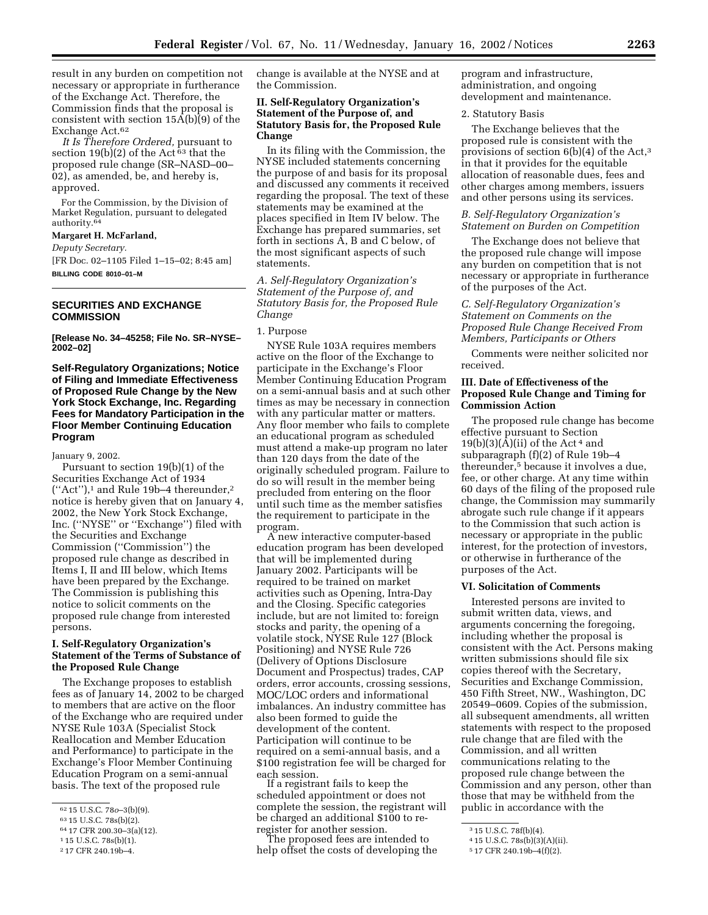result in any burden on competition not necessary or appropriate in furtherance of the Exchange Act. Therefore, the Commission finds that the proposal is consistent with section 15A(b)(9) of the Exchange Act.[62]

*It Is Therefore Ordered,* pursuant to section 19(b)(2) of the Act[63] that the proposed rule change (SR–NASD–00–02), as amended, be, and hereby is, approved.

For the Commission, by the Division of Market Regulation, pursuant to delegated authority.[64]

**Margaret H. McFarland,**

*Deputy Secretary.*

[FR Doc. 02–1105 Filed 1–15–02; 8:45 am]

**BILLING CODE 8010–01–M**

[62] 15 U.S.C. 78*o*–3(b)(9).

[63] 15 U.S.C. 78s(b)(2).

[64] 17 CFR 200.30–3(a)(12).

---

## SECURITIES AND EXCHANGE COMMISSION

**[Release No. 34–45258; File No. SR–NYSE–2002–02]**

### Self-Regulatory Organizations; Notice of Filing and Immediate Effectiveness of Proposed Rule Change by the New York Stock Exchange, Inc. Regarding Fees for Mandatory Participation in the Floor Member Continuing Education Program

January 9, 2002.

Pursuant to section 19(b)(1) of the Securities Exchange Act of 1934 (''Act''),[1] and Rule 19b–4 thereunder,[2] notice is hereby given that on January 4, 2002, the New York Stock Exchange, Inc. (''NYSE'' or ''Exchange'') filed with the Securities and Exchange Commission (''Commission'') the proposed rule change as described in Items I, II and III below, which Items have been prepared by the Exchange. The Commission is publishing this notice to solicit comments on the proposed rule change from interested persons.

#### I. Self-Regulatory Organization's Statement of the Terms of Substance of the Proposed Rule Change

The Exchange proposes to establish fees as of January 14, 2002 to be charged to members that are active on the floor of the Exchange who are required under NYSE Rule 103A (Specialist Stock Reallocation and Member Education and Performance) to participate in the Exchange's Floor Member Continuing Education Program on a semi-annual basis. The text of the proposed rule change is available at the NYSE and at the Commission.

[1] 15 U.S.C. 78s(b)(1).

[2] 17 CFR 240.19b–4.

#### II. Self-Regulatory Organization's Statement of the Purpose of, and Statutory Basis for, the Proposed Rule Change

In its filing with the Commission, the NYSE included statements concerning the purpose of and basis for its proposal and discussed any comments it received regarding the proposal. The text of these statements may be examined at the places specified in Item IV below. The Exchange has prepared summaries, set forth in sections A, B and C below, of the most significant aspects of such statements.

*A. Self-Regulatory Organization's Statement of the Purpose of, and Statutory Basis for, the Proposed Rule Change*

1. Purpose

NYSE Rule 103A requires members active on the floor of the Exchange to participate in the Exchange's Floor Member Continuing Education Program on a semi-annual basis and at such other times as may be necessary in connection with any particular matter or matters. Any floor member who fails to complete an educational program as scheduled must attend a make-up program no later than 120 days from the date of the originally scheduled program. Failure to do so will result in the member being precluded from entering on the floor until such time as the member satisfies the requirement to participate in the program.

A new interactive computer-based education program has been developed that will be implemented during January 2002. Participants will be required to be trained on market activities such as Opening, Intra-Day and the Closing. Specific categories include, but are not limited to: foreign stocks and parity, the opening of a volatile stock, NYSE Rule 127 (Block Positioning) and NYSE Rule 726 (Delivery of Options Disclosure Document and Prospectus) trades, CAP orders, error accounts, crossing sessions, MOC/LOC orders and informational imbalances. An industry committee has also been formed to guide the development of the content. Participation will continue to be required on a semi-annual basis, and a $100 registration fee will be charged for each session.

If a registrant fails to keep the scheduled appointment or does not complete the session, the registrant will be charged an additional $100 to re-register for another session.

The proposed fees are intended to help offset the costs of developing the program and infrastructure, administration, and ongoing development and maintenance.

2. Statutory Basis

The Exchange believes that the proposed rule is consistent with the provisions of section 6(b)(4) of the Act,[3] in that it provides for the equitable allocation of reasonable dues, fees and other charges among members, issuers and other persons using its services.

*B. Self-Regulatory Organization's Statement on Burden on Competition*

The Exchange does not believe that the proposed rule change will impose any burden on competition that is not necessary or appropriate in furtherance of the purposes of the Act.

*C. Self-Regulatory Organization's Statement on Comments on the Proposed Rule Change Received From Members, Participants or Others*

Comments were neither solicited nor received.

#### III. Date of Effectiveness of the Proposed Rule Change and Timing for Commission Action

The proposed rule change has become effective pursuant to Section 19(b)(3)(A)(ii) of the Act[4] and subparagraph (f)(2) of Rule 19b–4 thereunder,[5] because it involves a due, fee, or other charge. At any time within 60 days of the filing of the proposed rule change, the Commission may summarily abrogate such rule change if it appears to the Commission that such action is necessary or appropriate in the public interest, for the protection of investors, or otherwise in furtherance of the purposes of the Act.

#### VI. Solicitation of Comments

Interested persons are invited to submit written data, views, and arguments concerning the foregoing, including whether the proposal is consistent with the Act. Persons making written submissions should file six copies thereof with the Secretary, Securities and Exchange Commission, 450 Fifth Street, NW., Washington, DC 20549–0609. Copies of the submission, all subsequent amendments, all written statements with respect to the proposed rule change that are filed with the Commission, and all written communications relating to the proposed rule change between the Commission and any person, other than those that may be withheld from the public in accordance with the

[3] 15 U.S.C. 78f(b)(4).

[4] 15 U.S.C. 78s(b)(3)(A)(ii).

[5] 17 CFR 240.19b–4(f)(2).